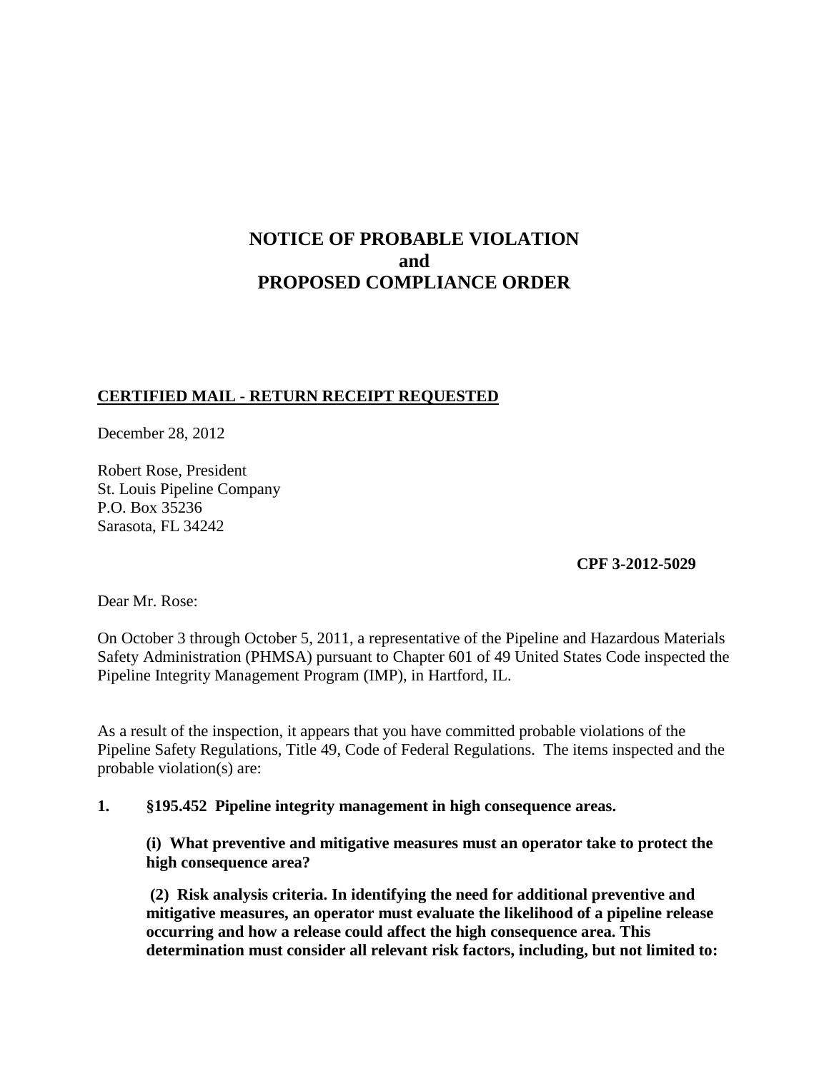# NOTICE OF PROBABLE VIOLATION
# and
# PROPOSED COMPLIANCE ORDER

**CERTIFIED MAIL - RETURN RECEIPT REQUESTED**

December 28, 2012

Robert Rose, President
St. Louis Pipeline Company
P.O. Box 35236
Sarasota, FL 34242

**CPF 3-2012-5029**

Dear Mr. Rose:

On October 3 through October 5, 2011, a representative of the Pipeline and Hazardous Materials Safety Administration (PHMSA) pursuant to Chapter 601 of 49 United States Code inspected the Pipeline Integrity Management Program (IMP), in Hartford, IL.

As a result of the inspection, it appears that you have committed probable violations of the Pipeline Safety Regulations, Title 49, Code of Federal Regulations. The items inspected and the probable violation(s) are:

**1. §195.452 Pipeline integrity management in high consequence areas.**

**(i) What preventive and mitigative measures must an operator take to protect the high consequence area?**

**(2) Risk analysis criteria. In identifying the need for additional preventive and mitigative measures, an operator must evaluate the likelihood of a pipeline release occurring and how a release could affect the high consequence area. This determination must consider all relevant risk factors, including, but not limited to:**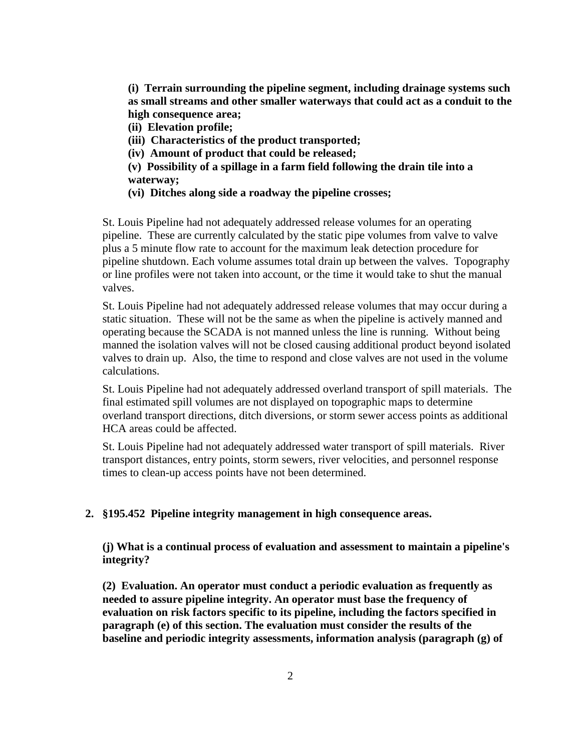**(i) Terrain surrounding the pipeline segment, including drainage systems such as small streams and other smaller waterways that could act as a conduit to the high consequence area;**

**(ii) Elevation profile;**

**(iii) Characteristics of the product transported;**

**(iv) Amount of product that could be released;**

**(v) Possibility of a spillage in a farm field following the drain tile into a waterway;**

**(vi) Ditches along side a roadway the pipeline crosses;**

St. Louis Pipeline had not adequately addressed release volumes for an operating pipeline. These are currently calculated by the static pipe volumes from valve to valve plus a 5 minute flow rate to account for the maximum leak detection procedure for pipeline shutdown. Each volume assumes total drain up between the valves. Topography or line profiles were not taken into account, or the time it would take to shut the manual valves.

St. Louis Pipeline had not adequately addressed release volumes that may occur during a static situation. These will not be the same as when the pipeline is actively manned and operating because the SCADA is not manned unless the line is running. Without being manned the isolation valves will not be closed causing additional product beyond isolated valves to drain up. Also, the time to respond and close valves are not used in the volume calculations.

St. Louis Pipeline had not adequately addressed overland transport of spill materials. The final estimated spill volumes are not displayed on topographic maps to determine overland transport directions, ditch diversions, or storm sewer access points as additional HCA areas could be affected.

St. Louis Pipeline had not adequately addressed water transport of spill materials. River transport distances, entry points, storm sewers, river velocities, and personnel response times to clean-up access points have not been determined.

2. **§195.452 Pipeline integrity management in high consequence areas.**

**(j) What is a continual process of evaluation and assessment to maintain a pipeline's integrity?**

**(2) Evaluation. An operator must conduct a periodic evaluation as frequently as needed to assure pipeline integrity. An operator must base the frequency of evaluation on risk factors specific to its pipeline, including the factors specified in paragraph (e) of this section. The evaluation must consider the results of the baseline and periodic integrity assessments, information analysis (paragraph (g) of**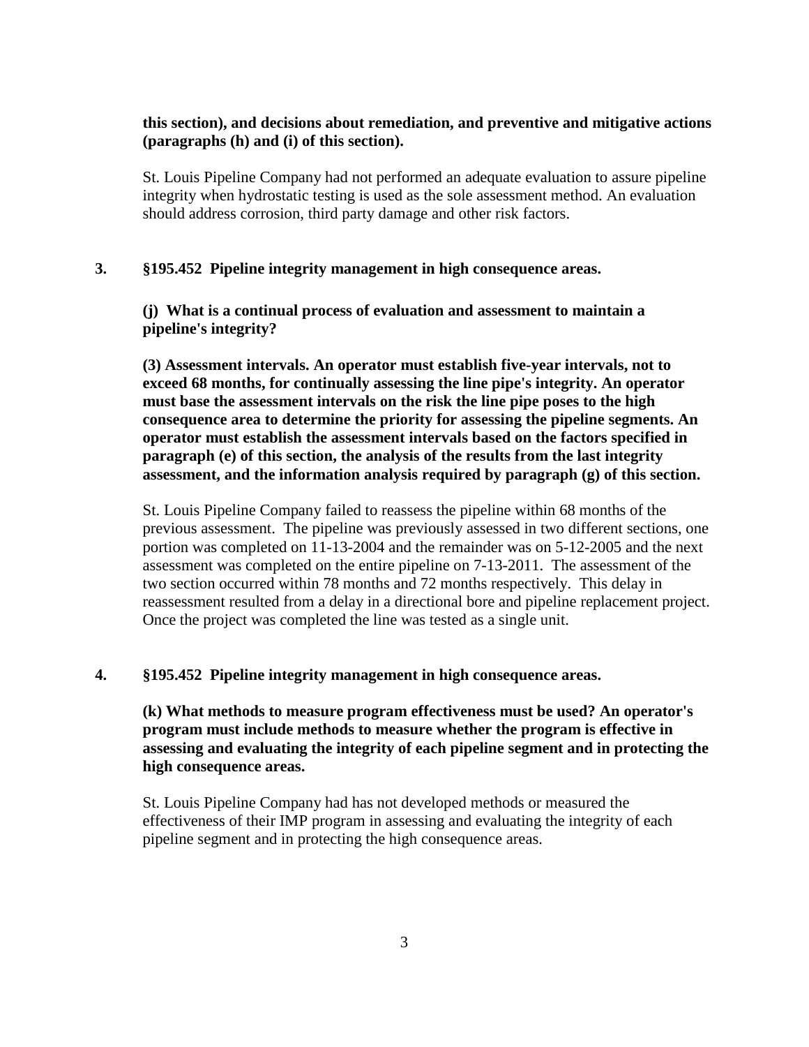**this section), and decisions about remediation, and preventive and mitigative actions (paragraphs (h) and (i) of this section).**

St. Louis Pipeline Company had not performed an adequate evaluation to assure pipeline integrity when hydrostatic testing is used as the sole assessment method. An evaluation should address corrosion, third party damage and other risk factors.

**3. §195.452 Pipeline integrity management in high consequence areas.**

**(j) What is a continual process of evaluation and assessment to maintain a pipeline's integrity?**

**(3) Assessment intervals. An operator must establish five-year intervals, not to exceed 68 months, for continually assessing the line pipe's integrity. An operator must base the assessment intervals on the risk the line pipe poses to the high consequence area to determine the priority for assessing the pipeline segments. An operator must establish the assessment intervals based on the factors specified in paragraph (e) of this section, the analysis of the results from the last integrity assessment, and the information analysis required by paragraph (g) of this section.**

St. Louis Pipeline Company failed to reassess the pipeline within 68 months of the previous assessment. The pipeline was previously assessed in two different sections, one portion was completed on 11-13-2004 and the remainder was on 5-12-2005 and the next assessment was completed on the entire pipeline on 7-13-2011. The assessment of the two section occurred within 78 months and 72 months respectively. This delay in reassessment resulted from a delay in a directional bore and pipeline replacement project. Once the project was completed the line was tested as a single unit.

**4. §195.452 Pipeline integrity management in high consequence areas.**

**(k) What methods to measure program effectiveness must be used? An operator's program must include methods to measure whether the program is effective in assessing and evaluating the integrity of each pipeline segment and in protecting the high consequence areas.**

St. Louis Pipeline Company had has not developed methods or measured the effectiveness of their IMP program in assessing and evaluating the integrity of each pipeline segment and in protecting the high consequence areas.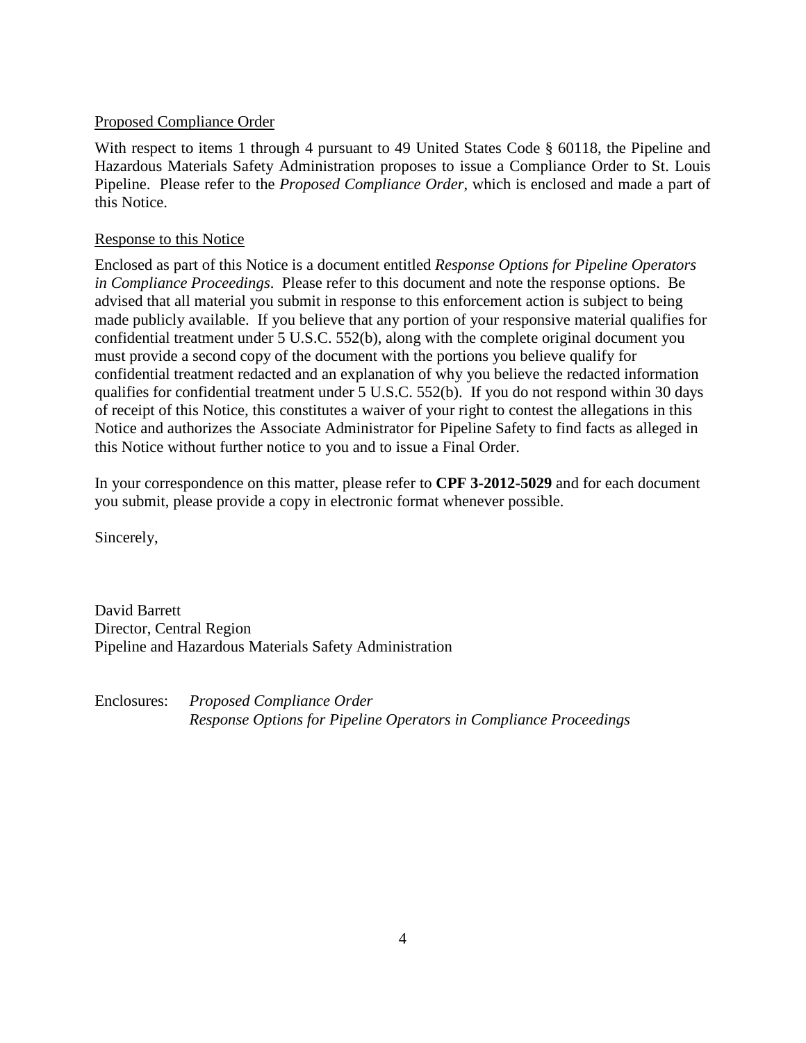Proposed Compliance Order

With respect to items 1 through 4 pursuant to 49 United States Code § 60118, the Pipeline and Hazardous Materials Safety Administration proposes to issue a Compliance Order to St. Louis Pipeline. Please refer to the *Proposed Compliance Order*, which is enclosed and made a part of this Notice.

Response to this Notice

Enclosed as part of this Notice is a document entitled *Response Options for Pipeline Operators in Compliance Proceedings*. Please refer to this document and note the response options. Be advised that all material you submit in response to this enforcement action is subject to being made publicly available. If you believe that any portion of your responsive material qualifies for confidential treatment under 5 U.S.C. 552(b), along with the complete original document you must provide a second copy of the document with the portions you believe qualify for confidential treatment redacted and an explanation of why you believe the redacted information qualifies for confidential treatment under 5 U.S.C. 552(b). If you do not respond within 30 days of receipt of this Notice, this constitutes a waiver of your right to contest the allegations in this Notice and authorizes the Associate Administrator for Pipeline Safety to find facts as alleged in this Notice without further notice to you and to issue a Final Order.

In your correspondence on this matter, please refer to **CPF 3-2012-5029** and for each document you submit, please provide a copy in electronic format whenever possible.

Sincerely,

David Barrett
Director, Central Region
Pipeline and Hazardous Materials Safety Administration

Enclosures: *Proposed Compliance Order*
*Response Options for Pipeline Operators in Compliance Proceedings*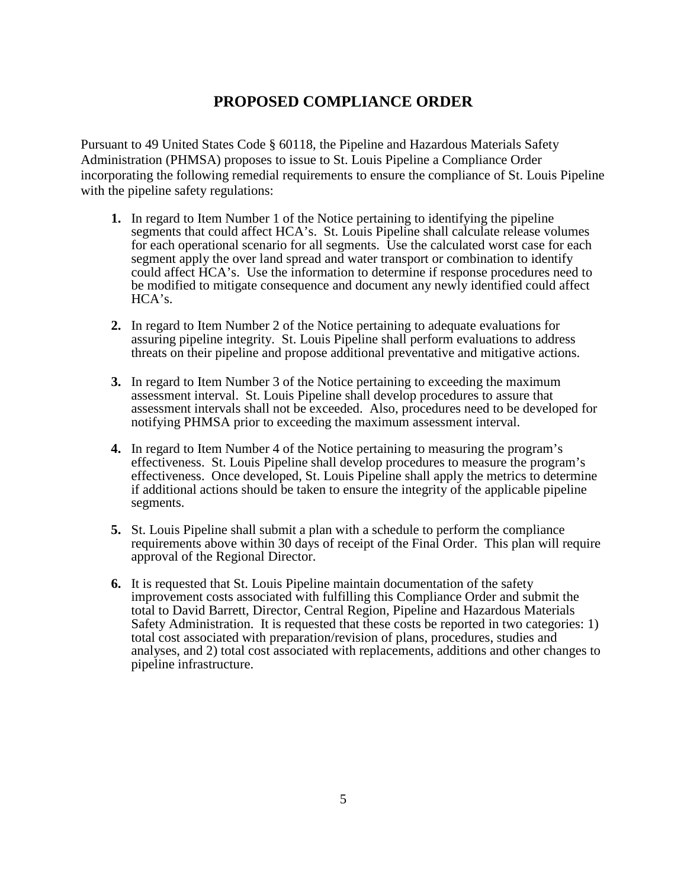## PROPOSED COMPLIANCE ORDER

Pursuant to 49 United States Code § 60118, the Pipeline and Hazardous Materials Safety Administration (PHMSA) proposes to issue to St. Louis Pipeline a Compliance Order incorporating the following remedial requirements to ensure the compliance of St. Louis Pipeline with the pipeline safety regulations:

1. In regard to Item Number 1 of the Notice pertaining to identifying the pipeline segments that could affect HCA's. St. Louis Pipeline shall calculate release volumes for each operational scenario for all segments. Use the calculated worst case for each segment apply the over land spread and water transport or combination to identify could affect HCA's. Use the information to determine if response procedures need to be modified to mitigate consequence and document any newly identified could affect HCA's.

2. In regard to Item Number 2 of the Notice pertaining to adequate evaluations for assuring pipeline integrity. St. Louis Pipeline shall perform evaluations to address threats on their pipeline and propose additional preventative and mitigative actions.

3. In regard to Item Number 3 of the Notice pertaining to exceeding the maximum assessment interval. St. Louis Pipeline shall develop procedures to assure that assessment intervals shall not be exceeded. Also, procedures need to be developed for notifying PHMSA prior to exceeding the maximum assessment interval.

4. In regard to Item Number 4 of the Notice pertaining to measuring the program's effectiveness. St. Louis Pipeline shall develop procedures to measure the program's effectiveness. Once developed, St. Louis Pipeline shall apply the metrics to determine if additional actions should be taken to ensure the integrity of the applicable pipeline segments.

5. St. Louis Pipeline shall submit a plan with a schedule to perform the compliance requirements above within 30 days of receipt of the Final Order. This plan will require approval of the Regional Director.

6. It is requested that St. Louis Pipeline maintain documentation of the safety improvement costs associated with fulfilling this Compliance Order and submit the total to David Barrett, Director, Central Region, Pipeline and Hazardous Materials Safety Administration. It is requested that these costs be reported in two categories: 1) total cost associated with preparation/revision of plans, procedures, studies and analyses, and 2) total cost associated with replacements, additions and other changes to pipeline infrastructure.